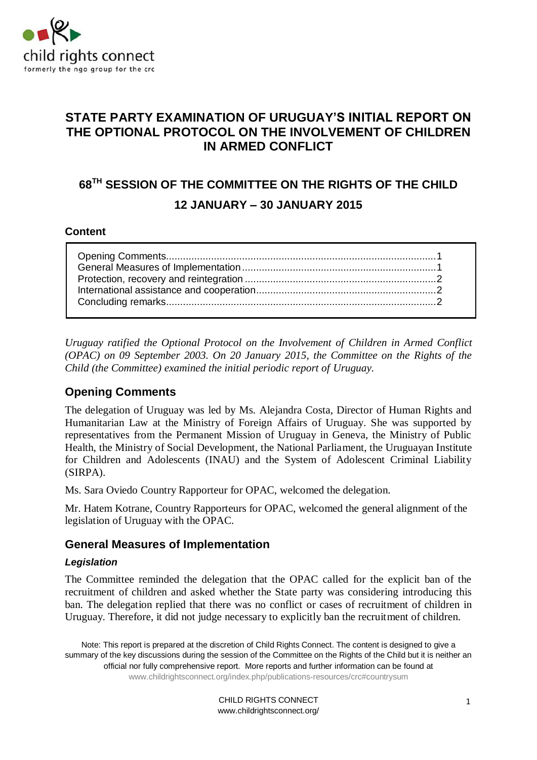# STATE PARTY EXAMINATION OF URUGUAY'S INITIAL REPORT ON THE OPTIONAL PROTOCOL ON THE INVOLVEMENT OF CHILDREN IN ARMED CONFLICT

## 68TH SESSION OF THE COMMITTEE ON THE RIGHTS OF THE CHILD

## 12 JANUARY – 30 JANUARY 2015

### Content

- Opening Comments....1
- General Measures of Implementation....1
- Protection, recovery and reintegration....2
- International assistance and cooperation....2
- Concluding remarks....2

*Uruguay ratified the Optional Protocol on the Involvement of Children in Armed Conflict (OPAC) on 09 September 2003. On 20 January 2015, the Committee on the Rights of the Child (the Committee) examined the initial periodic report of Uruguay.*

## Opening Comments

The delegation of Uruguay was led by Ms. Alejandra Costa, Director of Human Rights and Humanitarian Law at the Ministry of Foreign Affairs of Uruguay. She was supported by representatives from the Permanent Mission of Uruguay in Geneva, the Ministry of Public Health, the Ministry of Social Development, the National Parliament, the Uruguayan Institute for Children and Adolescents (INAU) and the System of Adolescent Criminal Liability (SIRPA).

Ms. Sara Oviedo Country Rapporteur for OPAC, welcomed the delegation.

Mr. Hatem Kotrane, Country Rapporteurs for OPAC, welcomed the general alignment of the legislation of Uruguay with the OPAC.

## General Measures of Implementation

### *Legislation*

The Committee reminded the delegation that the OPAC called for the explicit ban of the recruitment of children and asked whether the State party was considering introducing this ban. The delegation replied that there was no conflict or cases of recruitment of children in Uruguay. Therefore, it did not judge necessary to explicitly ban the recruitment of children.

Note: This report is prepared at the discretion of Child Rights Connect. The content is designed to give a summary of the key discussions during the session of the Committee on the Rights of the Child but it is neither an official nor fully comprehensive report. More reports and further information can be found at www.childrightsconnect.org/index.php/publications-resources/crc#countrysum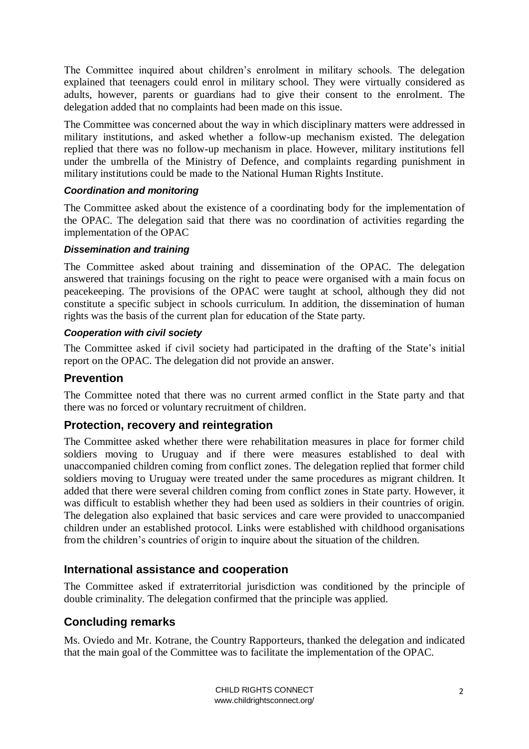The Committee inquired about children's enrolment in military schools. The delegation explained that teenagers could enrol in military school. They were virtually considered as adults, however, parents or guardians had to give their consent to the enrolment. The delegation added that no complaints had been made on this issue.

The Committee was concerned about the way in which disciplinary matters were addressed in military institutions, and asked whether a follow-up mechanism existed. The delegation replied that there was no follow-up mechanism in place. However, military institutions fell under the umbrella of the Ministry of Defence, and complaints regarding punishment in military institutions could be made to the National Human Rights Institute.

#### *Coordination and monitoring*

The Committee asked about the existence of a coordinating body for the implementation of the OPAC. The delegation said that there was no coordination of activities regarding the implementation of the OPAC

#### *Dissemination and training*

The Committee asked about training and dissemination of the OPAC. The delegation answered that trainings focusing on the right to peace were organised with a main focus on peacekeeping. The provisions of the OPAC were taught at school, although they did not constitute a specific subject in schools curriculum. In addition, the dissemination of human rights was the basis of the current plan for education of the State party.

#### *Cooperation with civil society*

The Committee asked if civil society had participated in the drafting of the State's initial report on the OPAC. The delegation did not provide an answer.

## Prevention

The Committee noted that there was no current armed conflict in the State party and that there was no forced or voluntary recruitment of children.

## Protection, recovery and reintegration

The Committee asked whether there were rehabilitation measures in place for former child soldiers moving to Uruguay and if there were measures established to deal with unaccompanied children coming from conflict zones. The delegation replied that former child soldiers moving to Uruguay were treated under the same procedures as migrant children. It added that there were several children coming from conflict zones in State party. However, it was difficult to establish whether they had been used as soldiers in their countries of origin. The delegation also explained that basic services and care were provided to unaccompanied children under an established protocol. Links were established with childhood organisations from the children's countries of origin to inquire about the situation of the children.

## International assistance and cooperation

The Committee asked if extraterritorial jurisdiction was conditioned by the principle of double criminality. The delegation confirmed that the principle was applied.

## Concluding remarks

Ms. Oviedo and Mr. Kotrane, the Country Rapporteurs, thanked the delegation and indicated that the main goal of the Committee was to facilitate the implementation of the OPAC.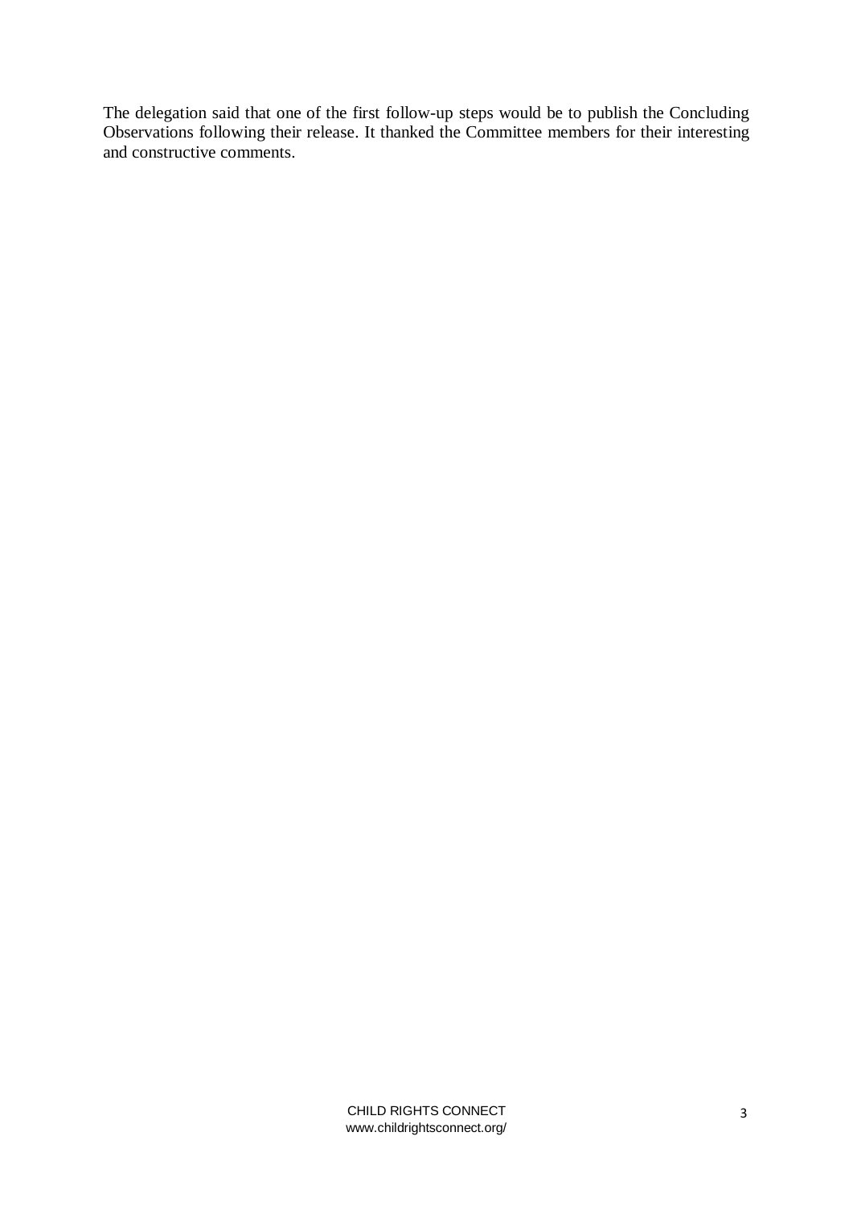The delegation said that one of the first follow-up steps would be to publish the Concluding Observations following their release. It thanked the Committee members for their interesting and constructive comments.